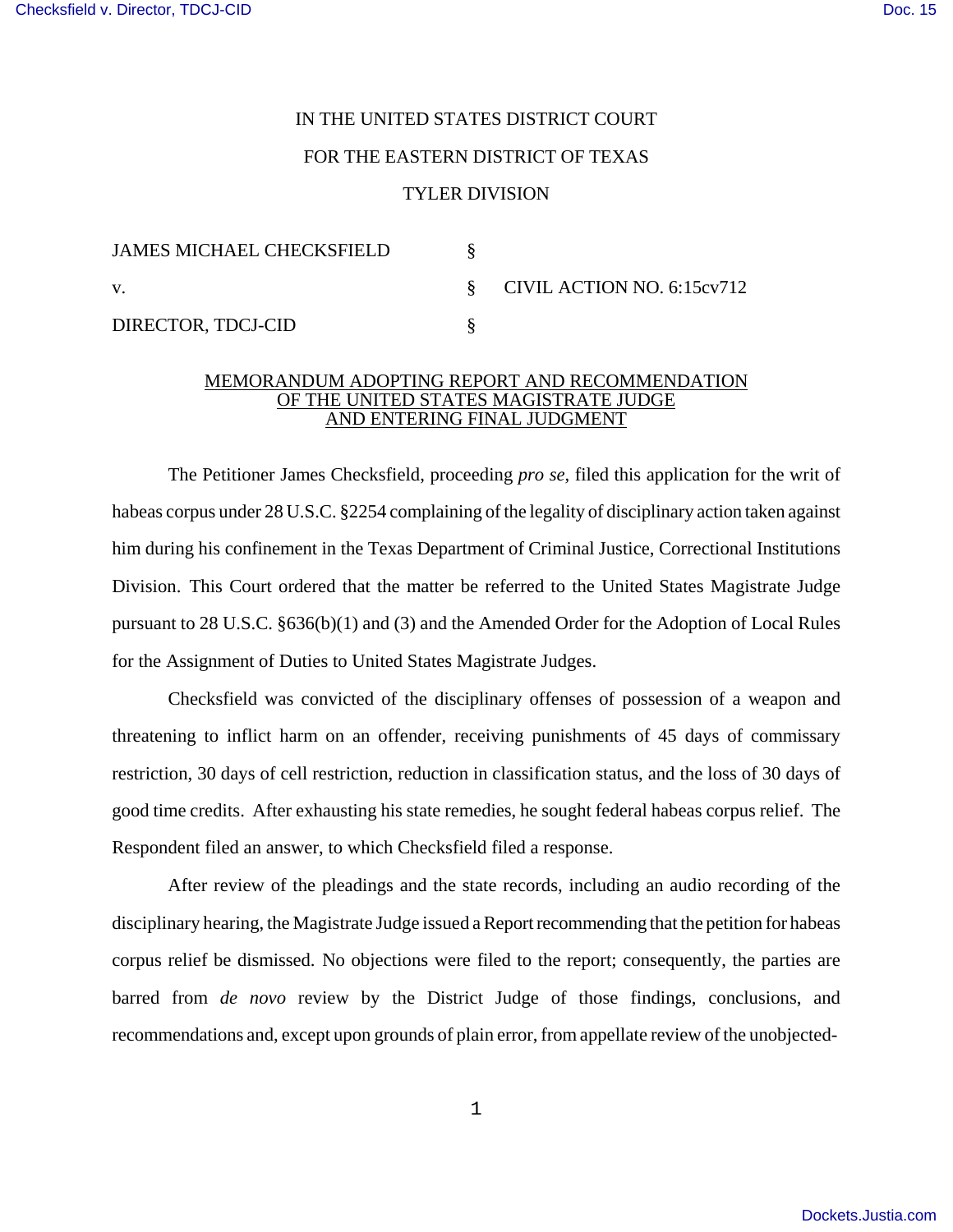IN THE UNITED STATES DISTRICT COURT

FOR THE EASTERN DISTRICT OF TEXAS

TYLER DIVISION

| | | |
|---|---|---|
| JAMES MICHAEL CHECKSFIELD | § | |
| v. | § | CIVIL ACTION NO. 6:15cv712 |
| DIRECTOR, TDCJ-CID | § | |

MEMORANDUM ADOPTING REPORT AND RECOMMENDATION OF THE UNITED STATES MAGISTRATE JUDGE AND ENTERING FINAL JUDGMENT

The Petitioner James Checksfield, proceeding *pro se*, filed this application for the writ of habeas corpus under 28 U.S.C. §2254 complaining of the legality of disciplinary action taken against him during his confinement in the Texas Department of Criminal Justice, Correctional Institutions Division. This Court ordered that the matter be referred to the United States Magistrate Judge pursuant to 28 U.S.C. §636(b)(1) and (3) and the Amended Order for the Adoption of Local Rules for the Assignment of Duties to United States Magistrate Judges.

Checksfield was convicted of the disciplinary offenses of possession of a weapon and threatening to inflict harm on an offender, receiving punishments of 45 days of commissary restriction, 30 days of cell restriction, reduction in classification status, and the loss of 30 days of good time credits. After exhausting his state remedies, he sought federal habeas corpus relief. The Respondent filed an answer, to which Checksfield filed a response.

After review of the pleadings and the state records, including an audio recording of the disciplinary hearing, the Magistrate Judge issued a Report recommending that the petition for habeas corpus relief be dismissed. No objections were filed to the report; consequently, the parties are barred from *de novo* review by the District Judge of those findings, conclusions, and recommendations and, except upon grounds of plain error, from appellate review of the unobjected-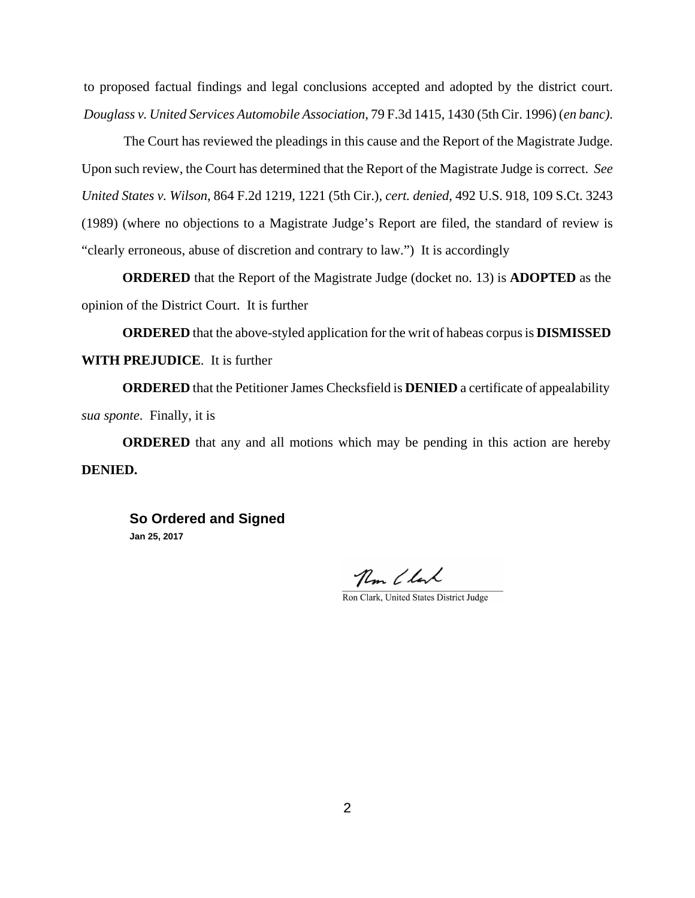to proposed factual findings and legal conclusions accepted and adopted by the district court. *Douglass v. United Services Automobile Association*, 79 F.3d 1415, 1430 (5th Cir. 1996) (*en banc)*.

The Court has reviewed the pleadings in this cause and the Report of the Magistrate Judge. Upon such review, the Court has determined that the Report of the Magistrate Judge is correct. *See United States v. Wilson*, 864 F.2d 1219, 1221 (5th Cir.), *cert. denied*, 492 U.S. 918, 109 S.Ct. 3243 (1989) (where no objections to a Magistrate Judge's Report are filed, the standard of review is "clearly erroneous, abuse of discretion and contrary to law.") It is accordingly

**ORDERED** that the Report of the Magistrate Judge (docket no. 13) is **ADOPTED** as the opinion of the District Court. It is further

**ORDERED** that the above-styled application for the writ of habeas corpus is **DISMISSED WITH PREJUDICE**. It is further

**ORDERED** that the Petitioner James Checksfield is **DENIED** a certificate of appealability *sua sponte*. Finally, it is

**ORDERED** that any and all motions which may be pending in this action are hereby **DENIED.**

**So Ordered and Signed**

**Jan 25, 2017**

Ron Clark, United States District Judge